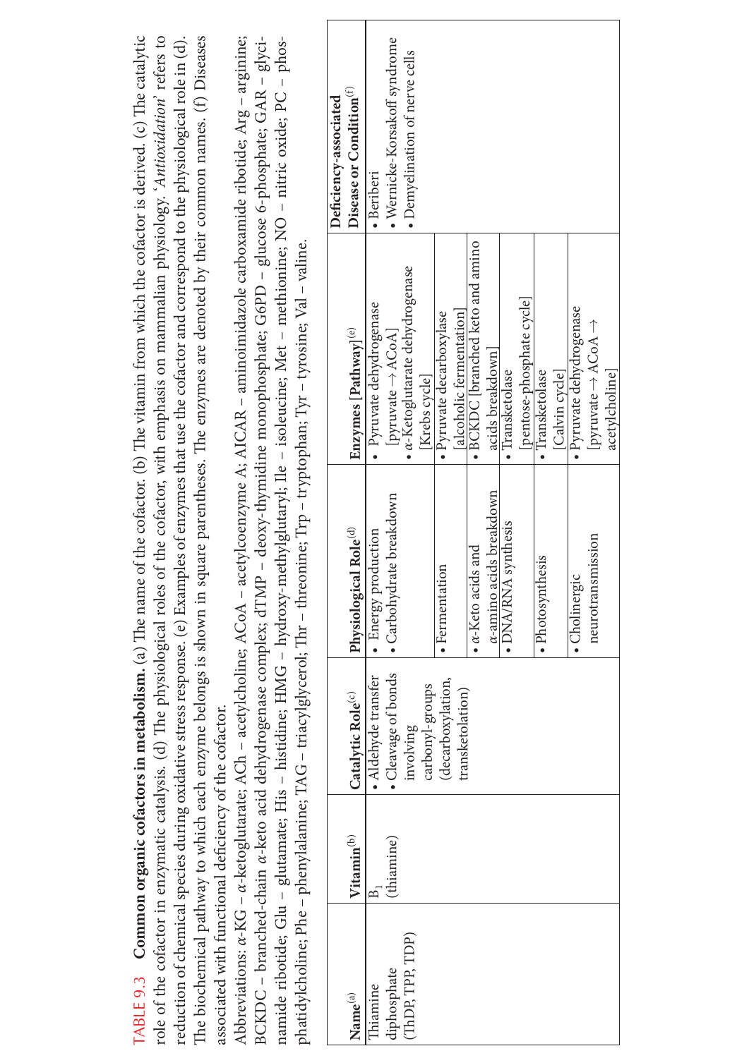TABLE 9.3 **Common organic cofactors in metabolism.** (a) The name of the cofactor. (b) The vitamin from which the cofactor is derived. (c) The catalytic role of the cofactor in enzymatic catalysis. (d) The physiological roles of the cofactor, with emphasis on mammalian physiology. '*Antioxidation*' refers to reduction of chemical species during oxidative stress response. (e) Examples of enzymes that use the cofactor and correspond to the physiological role in (d). The biochemical pathway to which each enzyme belongs is shown in square parentheses. The enzymes are denoted by their common names. (f) Diseases associated with functional deficiency of the cofactor.

Abbreviations: α-KG – α-ketoglutarate; ACh – acetylcholine; ACoA – acetylcoenzyme A; AICAR – aminoimidazole carboxamide ribotide; Arg – arginine; BCKDC – branched-chain α-keto acid dehydrogenase complex; dTMP – deoxy-thymidine monophosphate; G6PD – glucose 6-phosphate; GAR – glycinamide ribotide; Glu – glutamate; His – histidine; HMG – hydroxy-methylglutaryl; Ile – isoleucine; Met – methionine; NO – nitric oxide; PC – phosphatidylcholine; Phe – phenylalanine; TAG – triacylglycerol; Thr – threonine; Trp – tryptophan; Tyr – tyrosine; Val – valine.

| Name[(a)] | Vitamin[(b)] | Catalytic Role[(c)] | Physiological Role[(d)] | Enzymes [Pathway][(e)] | Deficiency-associated Disease or Condition[(f)] |
|---|---|---|---|---|---|
| Thiamine diphosphate (ThDP, TPP, TDP) | $B_1$ (thiamine) | • Aldehyde transfer<br>• Cleavage of bonds involving carbonyl-groups (decarboxylation, transketolation) | • Energy production<br>• Carbohydrate breakdown | • Pyruvate dehydrogenase [pyruvate → ACoA]<br>• α-Ketoglutarate dehydrogenase [Krebs cycle] | • Beriberi<br>• Wernicke-Korsakoff syndrome<br>• Demyelination of nerve cells |
| | | | • Fermentation | • Pyruvate decarboxylase [alcoholic fermentation] | |
| | | | • α-Keto acids and α-amino acids breakdown | • BCKDC [branched keto and amino acids breakdown] | |
| | | | • DNA/RNA synthesis | • Transketolase [pentose-phosphate cycle] | |
| | | | • Photosynthesis | • Transketolase [Calvin cycle] | |
| | | | • Cholinergic neurotransmission | • Pyruvate dehydrogenase [pyruvate → ACoA → acetylcholine] | |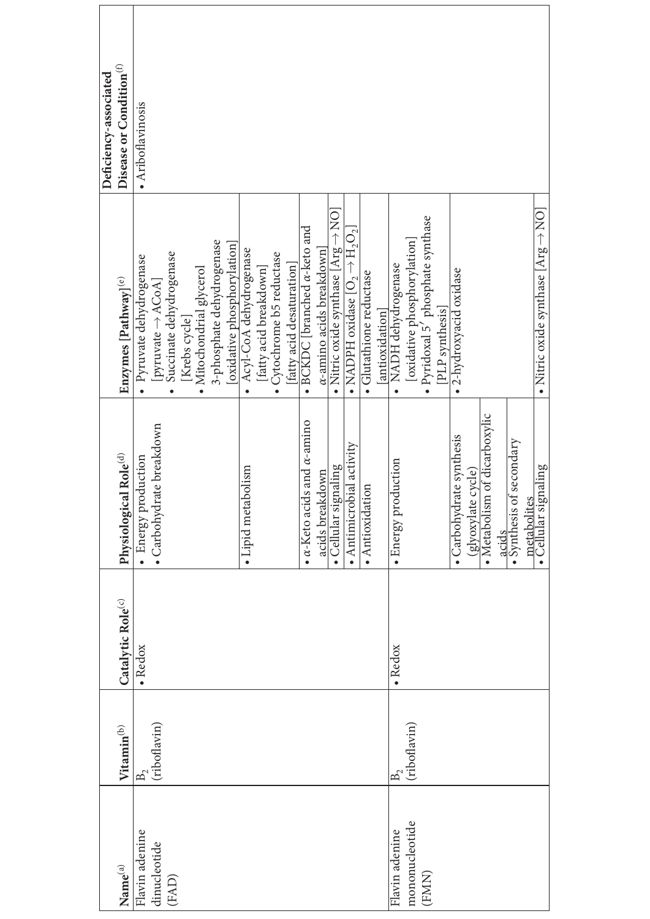| Name[(a)] | Vitamin[(b)] | Catalytic Role[(c)] | Physiological Role[(d)] | Enzymes [Pathway][(e)] | Deficiency-associated Disease or Condition[(f)] |
|---|---|---|---|---|---|
| Flavin adenine dinucleotide (FAD) | $B_2$ (riboflavin) | • Redox | • Energy production<br>• Carbohydrate breakdown | • Pyruvate dehydrogenase [pyruvate → ACoA]<br>• Succinate dehydrogenase [Krebs cycle]<br>• Mitochondrial glycerol 3-phosphate dehydrogenase [oxidative phosphorylation] | • Ariboflavinosis |
| | | | • Lipid metabolism | • Acyl-CoA dehydrogenase [fatty acid breakdown]<br>• Cytochrome b5 reductase [fatty acid desaturation] | |
| | | | • $\alpha$-Keto acids and $\alpha$-amino acids breakdown | • BCKDC [branched $\alpha$-keto and $\alpha$-amino acids breakdown] | |
| | | | • Cellular signaling | • Nitric oxide synthase [Arg → NO] | |
| | | | • Antimicrobial activity | • NADPH oxidase [$O_2 \rightarrow H_2O_2$] | |
| | | | • Antioxidation | • Glutathione reductase [antioxidation] | |
| Flavin adenine mononucleotide (FMN) | $B_2$ (riboflavin) | • Redox | • Energy production | • NADH dehydrogenase [oxidative phosphorylation]<br>• Pyridoxal 5′ phosphate synthase [PLP synthesis] | |
| | | | • Carbohydrate synthesis (glyoxylate cycle)<br>• Metabolism of dicarboxylic acids<br>• Synthesis of secondary metabolites | • 2-hydroxyacid oxidase | |
| | | | • Cellular signaling | • Nitric oxide synthase [Arg → NO] | |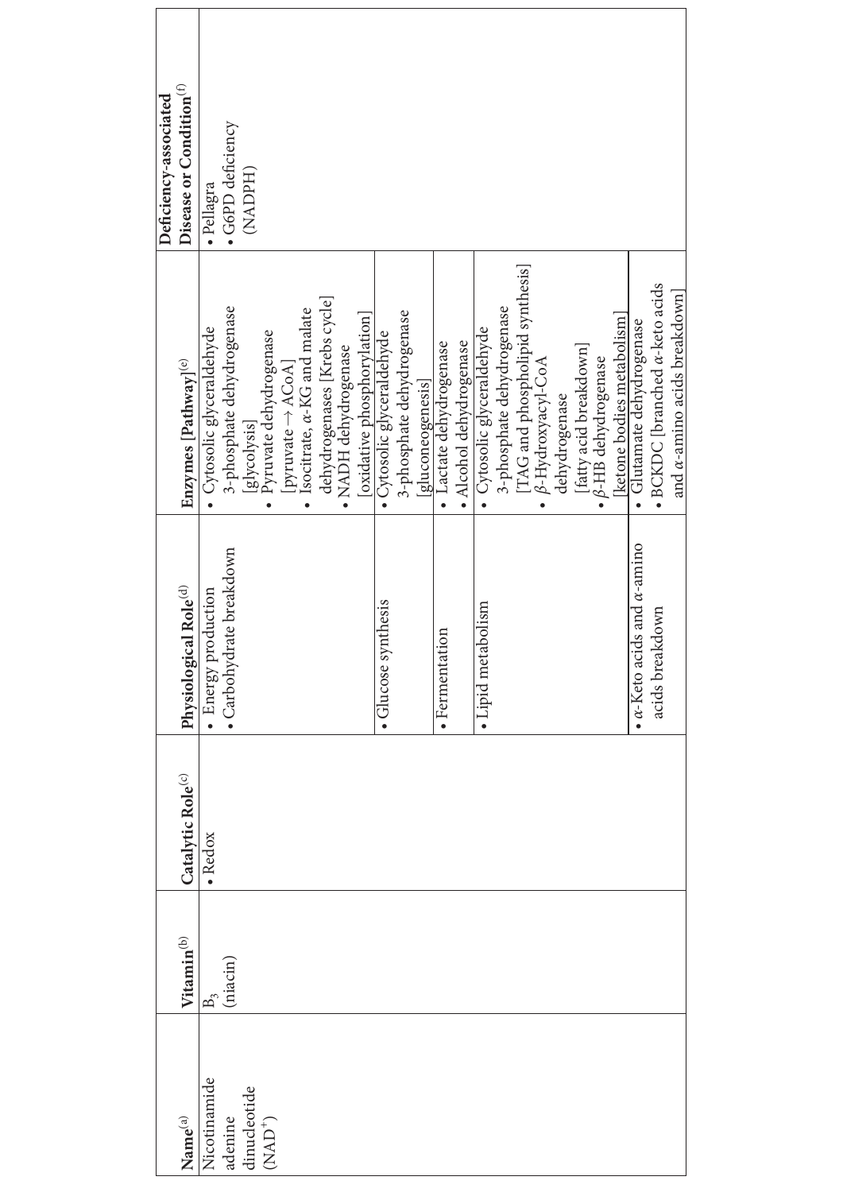| Name[(a)] | Vitamin[(b)] | Catalytic Role[(c)] | Physiological Role[(d)] | Enzymes [Pathway][(e)] | Deficiency-associated Disease or Condition[(f)] |
|---|---|---|---|---|---|
| Nicotinamide adenine dinucleotide ($NAD^+$) | $B_3$ (niacin) | • Redox | • Energy production<br>• Carbohydrate breakdown | • Cytosolic glyceraldehyde 3-phosphate dehydrogenase [glycolysis]<br>• Pyruvate dehydrogenase [pyruvate → ACoA]<br>• Isocitrate, α-KG and malate dehydrogenases [Krebs cycle]<br>• NADH dehydrogenase [oxidative phosphorylation] | • Pellagra<br>• G6PD deficiency (NADPH) |
| | | | • Glucose synthesis | • Cytosolic glyceraldehyde 3-phosphate dehydrogenase [gluconeogenesis] | |
| | | | • Fermentation | • Lactate dehydrogenase<br>• Alcohol dehydrogenase | |
| | | | • Lipid metabolism | • Cytosolic glyceraldehyde 3-phosphate dehydrogenase [TAG and phospholipid synthesis]<br>• β-Hydroxyacyl-CoA dehydrogenase [fatty acid breakdown]<br>• β-HB dehydrogenase [ketone bodies metabolism] | |
| | | | • α-Keto acids and α-amino acids breakdown | • Glutamate dehydrogenase<br>• BCKDC [branched α-keto acids and α-amino acids breakdown] | |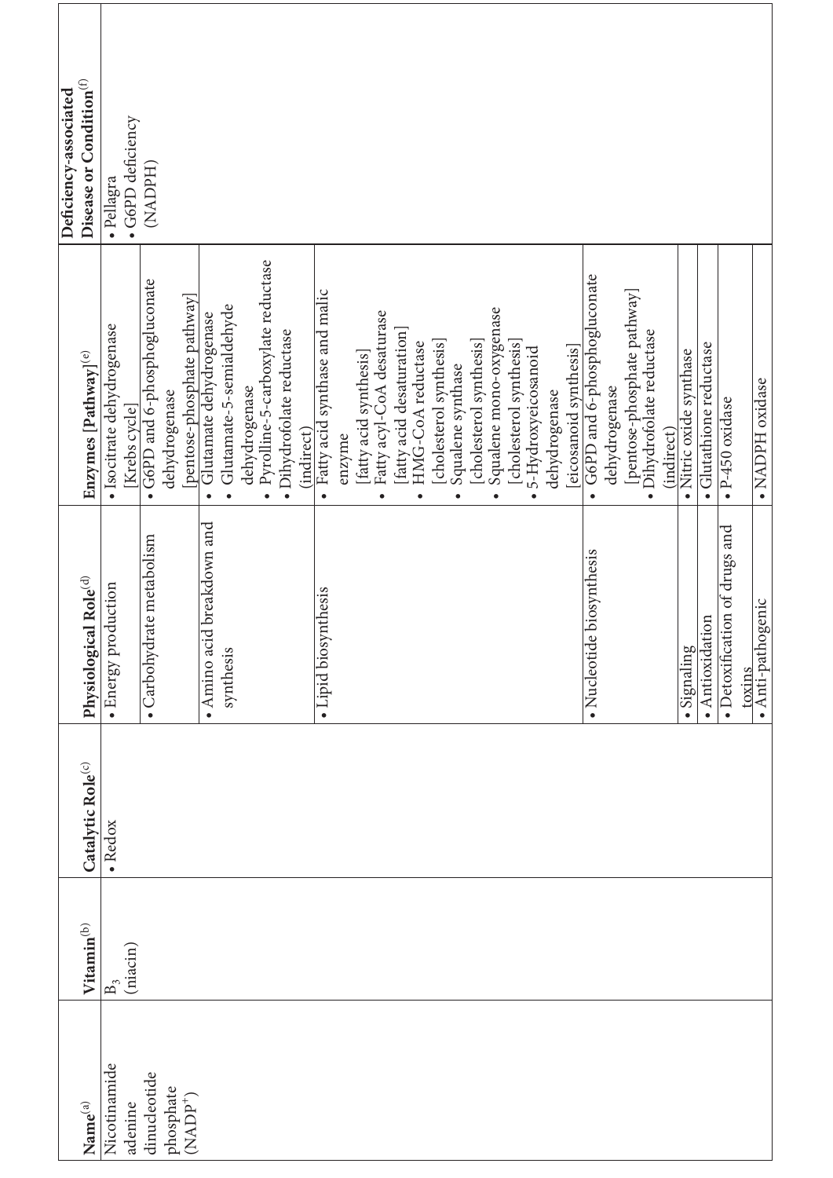| Name[(a)] | Vitamin[(b)] | Catalytic Role[(c)] | Physiological Role[(d)] | Enzymes [Pathway][(e)] | Deficiency-associated Disease or Condition[(f)] |
|---|---|---|---|---|---|
| Nicotinamide adenine dinucleotide phosphate ($NADP^+$) | $B_3$ (niacin) | • Redox | • Energy production | • Isocitrate dehydrogenase [Krebs cycle] | • Pellagra<br>• G6PD deficiency (NADPH) |
| | | | • Carbohydrate metabolism | • G6PD and 6-phosphogluconate dehydrogenase [pentose-phosphate pathway] | |
| | | | • Amino acid breakdown and synthesis | • Glutamate dehydrogenase<br>• Glutamate-5-semialdehyde dehydrogenase<br>• Pyrolline-5-carboxylate reductase<br>• Dihydrofolate reductase (indirect) | |
| | | | • Lipid biosynthesis | • Fatty acid synthase and malic enzyme [fatty acid synthesis]<br>• Fatty acyl-CoA desaturase [fatty acid desaturation]<br>• HMG-CoA reductase [cholesterol synthesis]<br>• Squalene synthase [cholesterol synthesis]<br>• Squalene mono-oxygenase [cholesterol synthesis]<br>• 5-Hydroxyeicosanoid dehydrogenase [eicosanoid synthesis] | |
| | | | • Nucleotide biosynthesis | • G6PD and 6-phosphogluconate dehydrogenase [pentose-phosphate pathway]<br>• Dihydrofolate reductase (indirect) | |
| | | | • Signaling | • Nitric oxide synthase | |
| | | | • Antioxidation | • Glutathione reductase | |
| | | | • Detoxification of drugs and toxins | • P-450 oxidase | |
| | | | • Anti-pathogenic | • NADPH oxidase | |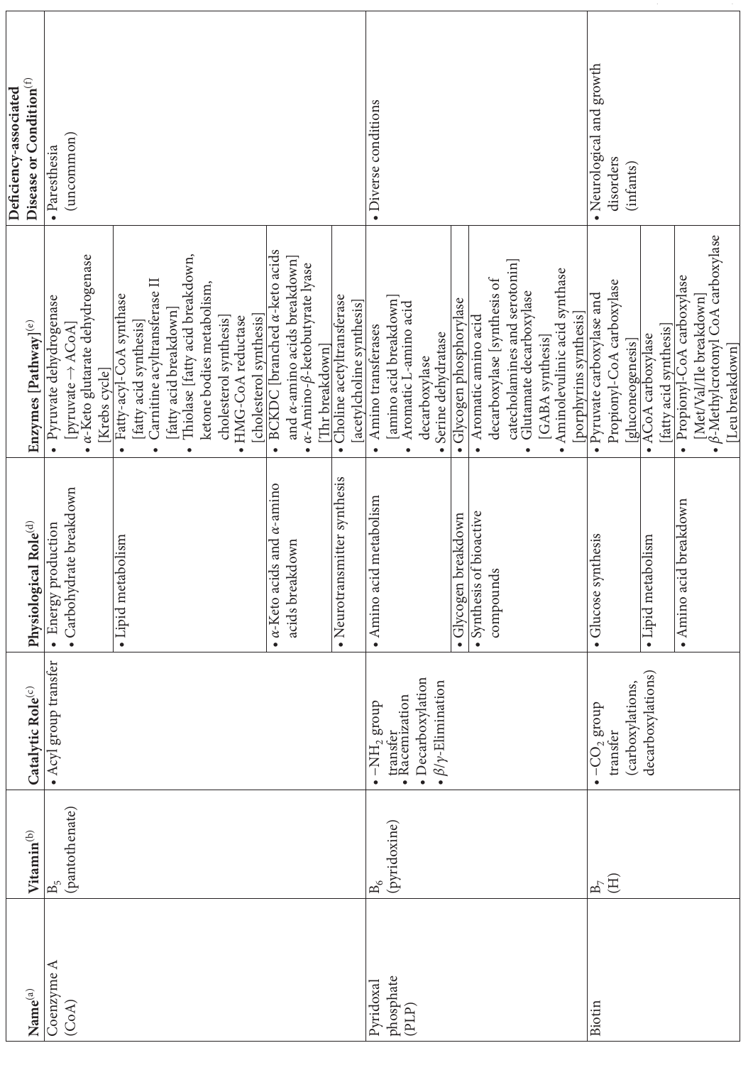| Name[(a)] | Vitamin[(b)] | Catalytic Role[(c)] | Physiological Role[(d)] | Enzymes [Pathway][(e)] | Deficiency-associated Disease or Condition[(f)] |
|---|---|---|---|---|---|
| Coenzyme A (CoA) | $B_5$ (pantothenate) | • Acyl group transfer | • Energy production<br>• Carbohydrate breakdown | • Pyruvate dehydrogenase [pyruvate → ACoA]<br>• α-Keto glutarate dehydrogenase [Krebs cycle] | • Paresthesia (uncommon) |
| | | | • Lipid metabolism | • Fatty-acyl-CoA synthase [fatty acid synthesis]<br>• Carnitine acyltransferase II [fatty acid breakdown]<br>• Thiolase [fatty acid breakdown, ketone bodies metabolism, cholesterol synthesis]<br>• HMG-CoA reductase [cholesterol synthesis] | |
| | | | • α-Keto acids and α-amino acids breakdown | • BCKDC [branched α-keto acids and α-amino acids breakdown]<br>• α-Amino-β-ketobutyrate lyase [Thr breakdown] | |
| | | | • Neurotransmitter synthesis | • Choline acetyltransferase [acetylcholine synthesis] | |
| Pyridoxal phosphate (PLP) | $B_6$ (pyridoxine) | • $-NH_2$ group transfer<br>• Racemization<br>• Decarboxylation<br>• β/γ-Elimination | • Amino acid metabolism | • Amino transferases [amino acid breakdown]<br>• Aromatic L-amino acid decarboxylase<br>• Serine dehydratase | • Diverse conditions |
| | | | • Glycogen breakdown | • Glycogen phosphorylase | |
| | | | • Synthesis of bioactive compounds | • Aromatic amino acid decarboxylase [synthesis of catecholamines and serotonin]<br>• Glutamate decarboxylase [GABA synthesis]<br>• Aminolevulinic acid synthase [porphyrins synthesis] | |
| Biotin | $B_7$ (H) | • $-CO_2$ group transfer (carboxylations, decarboxylations) | • Glucose synthesis | • Pyruvate carboxylase and Propionyl-CoA carboxylase [gluconeogenesis] | • Neurological and growth disorders (infants) |
| | | | • Lipid metabolism | • ACoA carboxylase [fatty acid synthesis] | |
| | | | • Amino acid breakdown | • Propionyl-CoA carboxylase [Met/Val/Ile breakdown]<br>• β-Methylcrotonyl CoA carboxylase [Leu breakdown] | |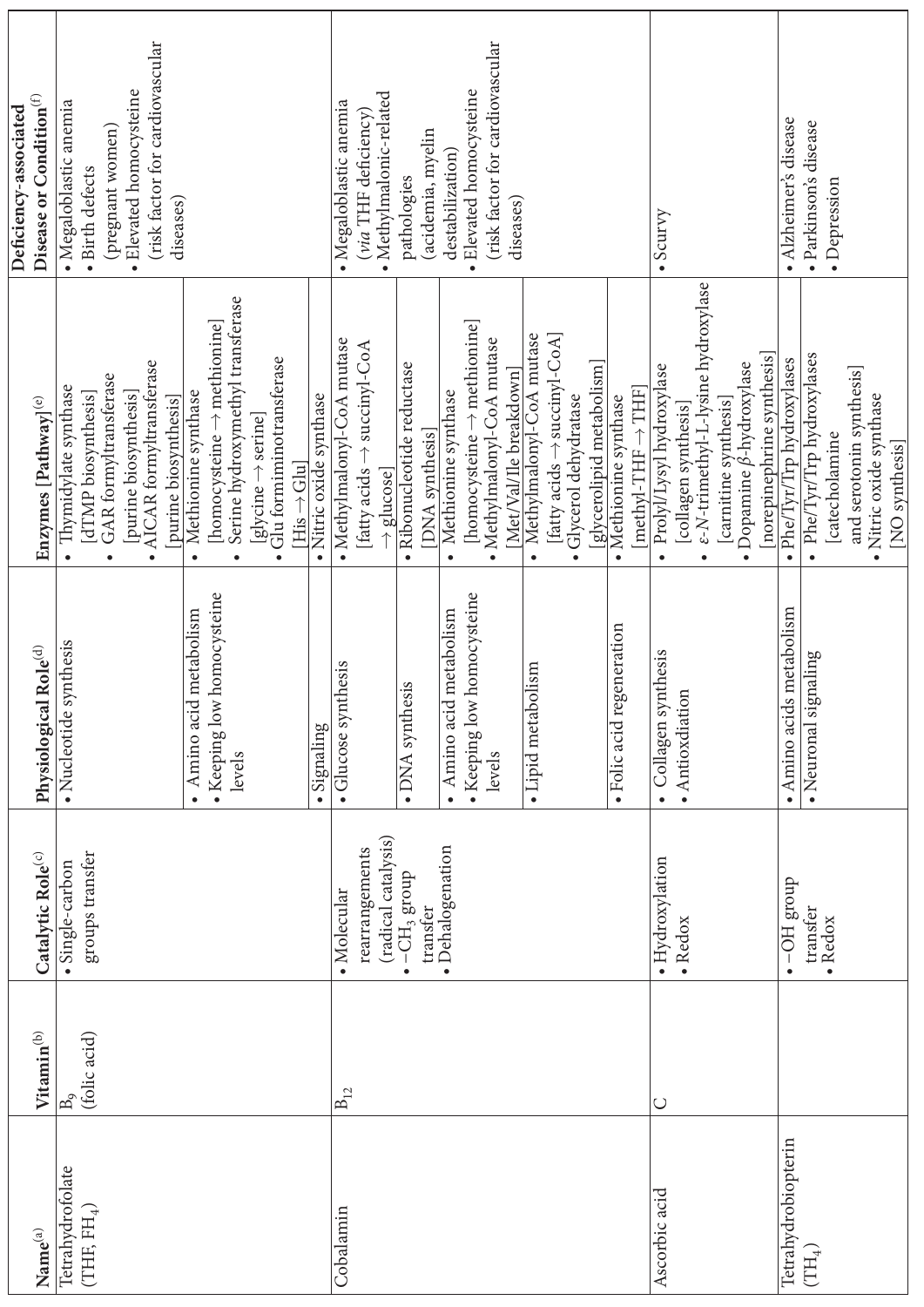| Name[(a)] | Vitamin[(b)] | Catalytic Role[(c)] | Physiological Role[(d)] | Enzymes [Pathway][(e)] | Deficiency-associated Disease or Condition[(f)] |
|---|---|---|---|---|---|
| Tetrahydrofolate (THF, $FH_4$) | $B_9$ (folic acid) | • Single-carbon groups transfer | • Nucleotide synthesis | • Thymidylate synthase [dTMP biosynthesis]<br>• GAR formyltransferase [purine biosynthesis]<br>• AICAR formyltransferase [purine biosynthesis] | • Megaloblastic anemia<br>• Birth defects (pregnant women)<br>• Elevated homocysteine (risk factor for cardiovascular diseases) |
| | | | • Amino acid metabolism<br>• Keeping low homocysteine levels | • Methionine synthase [homocysteine → methionine]<br>• Serine hydroxymethyl transferase [glycine → serine]<br>• Glu formiminotransferase [His → Glu] | |
| | | | • Signaling | • Nitric oxide synthase | |
| Cobalamin | $B_{12}$ | • Molecular rearrangements (radical catalysis)<br>• $-CH_3$ group transfer<br>• Dehalogenation | • Glucose synthesis | • Methylmalonyl-CoA mutase [fatty acids → succinyl-CoA → glucose] | • Megaloblastic anemia (*via* THF deficiency)<br>• Methylmalonic-related pathologies (acidemia, myelin destabilization)<br>• Elevated homocysteine (risk factor for cardiovascular diseases) |
| | | | • DNA synthesis | • Ribonucleotide reductase [DNA synthesis] | |
| | | | • Amino acid metabolism<br>• Keeping low homocysteine levels | • Methionine synthase [homocysteine → methionine]<br>• Methylmalonyl-CoA mutase [Met/Val/Ile breakdown] | |
| | | | • Lipid metabolism | • Methylmalonyl-CoA mutase [fatty acids → succinyl-CoA]<br>• Glycerol dehydratase [glycerolipid metabolism] | |
| | | | • Folic acid regeneration | • Methionine synthase [methyl-THF → THF] | |
| Ascorbic acid | C | • Hydroxylation<br>• Redox | • Collagen synthesis<br>• Antioxdiation | • Prolyl/Lysyl hydroxylase [collagen synthesis]<br>• ε-*N*-trimethyl-L-lysine hydroxylase [carnitine synthesis]<br>• Dopamine β-hydroxylase [norepinephrine synthesis] | • Scurvy |
| Tetrahydrobiopterin ($TH_4$) | | • –OH group transfer<br>• Redox | • Amino acids metabolism | • Phe/Tyr/Trp hydroxylases | • Alzheimer's disease<br>• Parkinson's disease<br>• Depression |
| | | | • Neuronal signaling | • Phe/Tyr/Trp hydroxylases [catecholamine and serotonin synthesis]<br>• Nitric oxide synthase [NO synthesis] | |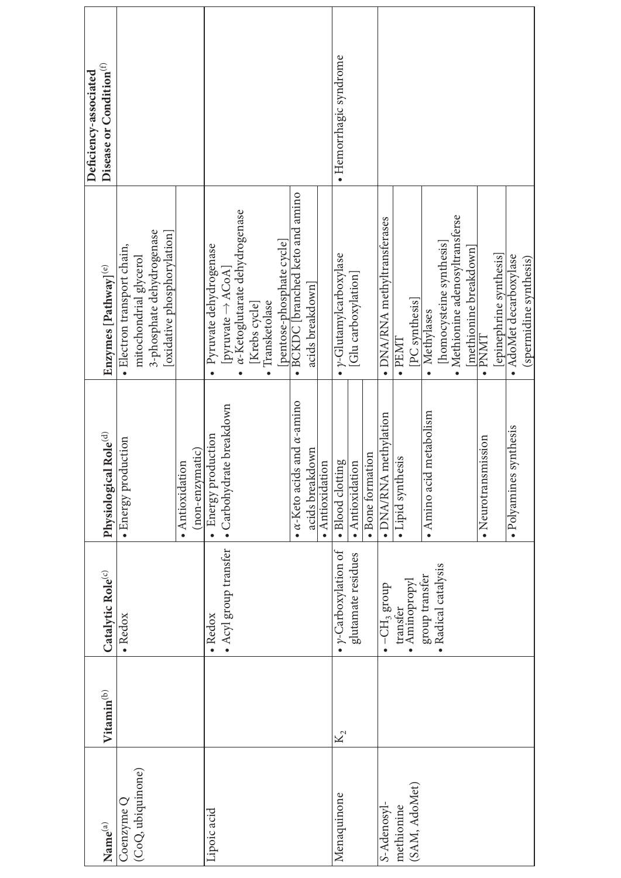| Name[(a)] | Vitamin[(b)] | Catalytic Role[(c)] | Physiological Role[(d)] | Enzymes [Pathway][(e)] | Deficiency-associated Disease or Condition[(f)] |
|---|---|---|---|---|---|
| Coenzyme Q (CoQ, ubiquinone) | | • Redox | • Energy production | • Electron transport chain, mitochondrial glycerol 3-phosphate dehydrogenase [oxidative phosphorylation] | |
| | | | • Antioxidation (non-enzymatic) | | |
| Lipoic acid | | • Redox<br>• Acyl group transfer | • Energy production<br>• Carbohydrate breakdown | • Pyruvate dehydrogenase [pyruvate → ACoA]<br>• $\alpha$-Ketoglutarate dehydrogenase [Krebs cycle]<br>• Transketolase [pentose-phosphate cycle] | |
| | | | • $\alpha$-Keto acids and $\alpha$-amino acids breakdown | • BCKDC [branched keto and amino acids breakdown] | |
| | | | • Antioxidation | | |
| Menaquinone | $K_2$ | • $\gamma$-Carboxylation of glutamate residues | • Blood clotting | • $\gamma$-Glutamylcarboxylase [Glu carboxylation] | • Hemorrhagic syndrome |
| | | | • Antioxidation | | |
| | | | • Bone formation | | |
| *S*-Adenosyl-methionine (SAM, AdoMet) | | • $-CH_3$ group transfer<br>• Aminopropyl group transfer<br>• Radical catalysis | • DNA/RNA methylation | • DNA/RNA methyltransferases | |
| | | | • Lipid synthesis | • PEMT [PC synthesis] | |
| | | | • Amino acid metabolism | • Methylases [homocysteine synthesis]<br>• Methionine adenosyltransferse [methionine breakdown] | |
| | | | • Neurotransmission | • PNMT [epinephrine synthesis] | |
| | | | • Polyamines synthesis | • AdoMet decarboxylase (spermidine synthesis) | |